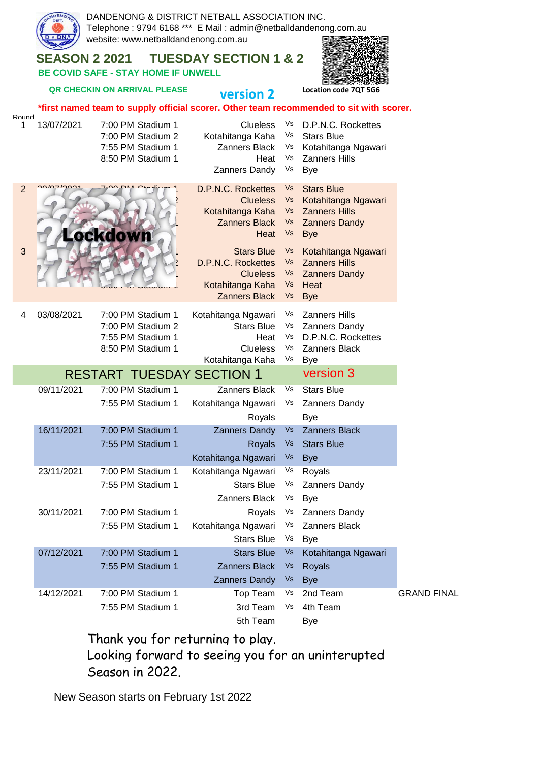DANDENONG & DISTRICT NETBALL ASSOCIATION INC.
Telephone : 9794 6168 *** E Mail : admin@netballdandenong.com.au
website: www.netballdandenong.com.au

# SEASON 2 2021 TUESDAY SECTION 1 & 2

**BE COVID SAFE - STAY HOME IF UNWELL**

**QR CHECKIN ON ARRIVAL PLEASE**

**version 2**

Location code 7QT 5G6

***first named team to supply official scorer. Other team recommended to sit with scorer.**

| Round | Date | Time | Team | | Team |
|---|---|---|---|---|---|
| 1 | 13/07/2021 | 7:00 PM Stadium 1 | Clueless | Vs | D.P.N.C. Rockettes |
| | | 7:00 PM Stadium 2 | Kotahitanga Kaha | Vs | Stars Blue |
| | | 7:55 PM Stadium 1 | Zanners Black | Vs | Kotahitanga Ngawari |
| | | 8:50 PM Stadium 1 | Heat | Vs | Zanners Hills |
| | | | Zanners Dandy | Vs | Bye |
| 2 | Lockdown | | D.P.N.C. Rockettes | Vs | Stars Blue |
| | | | Clueless | Vs | Kotahitanga Ngawari |
| | | | Kotahitanga Kaha | Vs | Zanners Hills |
| | | | Zanners Black | Vs | Zanners Dandy |
| | | | Heat | Vs | Bye |
| 3 | Lockdown | | Stars Blue | Vs | Kotahitanga Ngawari |
| | | | D.P.N.C. Rockettes | Vs | Zanners Hills |
| | | | Clueless | Vs | Zanners Dandy |
| | | | Kotahitanga Kaha | Vs | Heat |
| | | | Zanners Black | Vs | Bye |
| 4 | 03/08/2021 | 7:00 PM Stadium 1 | Kotahitanga Ngawari | Vs | Zanners Hills |
| | | 7:00 PM Stadium 2 | Stars Blue | Vs | Zanners Dandy |
| | | 7:55 PM Stadium 1 | Heat | Vs | D.P.N.C. Rockettes |
| | | 8:50 PM Stadium 1 | Clueless | Vs | Zanners Black |
| | | | Kotahitanga Kaha | Vs | Bye |

## RESTART TUESDAY SECTION 1 — version 3

| Date | Time | Team | | Team | |
|---|---|---|---|---|---|
| 09/11/2021 | 7:00 PM Stadium 1 | Zanners Black | Vs | Stars Blue | |
| | 7:55 PM Stadium 1 | Kotahitanga Ngawari | Vs | Zanners Dandy | |
| | | Royals | | Bye | |
| 16/11/2021 | 7:00 PM Stadium 1 | Zanners Dandy | Vs | Zanners Black | |
| | 7:55 PM Stadium 1 | Royals | Vs | Stars Blue | |
| | | Kotahitanga Ngawari | Vs | Bye | |
| 23/11/2021 | 7:00 PM Stadium 1 | Kotahitanga Ngawari | Vs | Royals | |
| | 7:55 PM Stadium 1 | Stars Blue | Vs | Zanners Dandy | |
| | | Zanners Black | Vs | Bye | |
| 30/11/2021 | 7:00 PM Stadium 1 | Royals | Vs | Zanners Dandy | |
| | 7:55 PM Stadium 1 | Kotahitanga Ngawari | Vs | Zanners Black | |
| | | Stars Blue | Vs | Bye | |
| 07/12/2021 | 7:00 PM Stadium 1 | Stars Blue | Vs | Kotahitanga Ngawari | |
| | 7:55 PM Stadium 1 | Zanners Black | Vs | Royals | |
| | | Zanners Dandy | Vs | Bye | |
| 14/12/2021 | 7:00 PM Stadium 1 | Top Team | Vs | 2nd Team | GRAND FINAL |
| | 7:55 PM Stadium 1 | 3rd Team | Vs | 4th Team | |
| | | 5th Team | | Bye | |

Thank you for returning to play.
Looking forward to seeing you for an uninterupted Season in 2022.

New Season starts on February 1st 2022